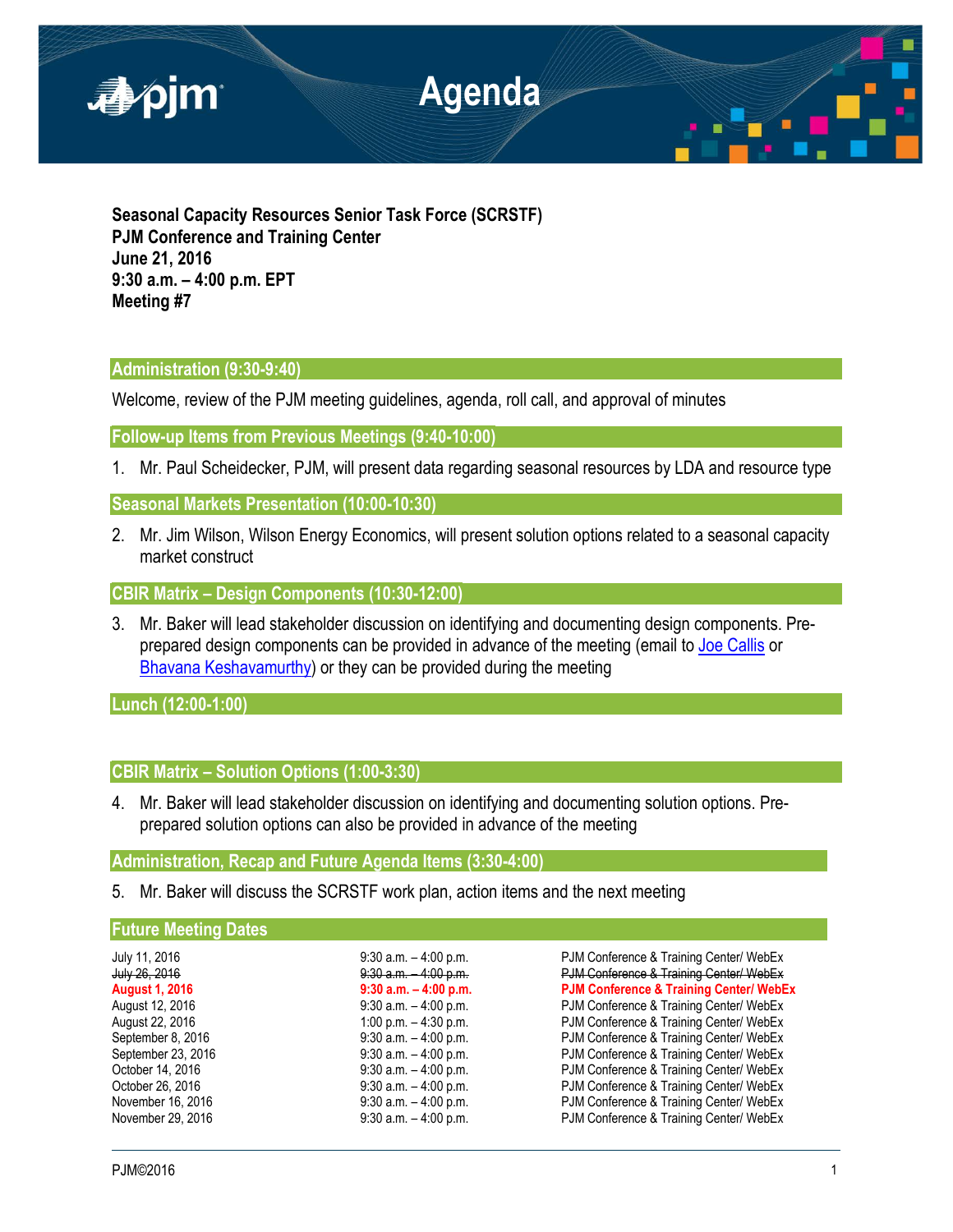# Agenda

**Seasonal Capacity Resources Senior Task Force (SCRSTF)**
**PJM Conference and Training Center**
**June 21, 2016**
**9:30 a.m. – 4:00 p.m. EPT**
**Meeting #7**

## Administration (9:30-9:40)

Welcome, review of the PJM meeting guidelines, agenda, roll call, and approval of minutes

## Follow-up Items from Previous Meetings (9:40-10:00)

1. Mr. Paul Scheidecker, PJM, will present data regarding seasonal resources by LDA and resource type

## Seasonal Markets Presentation (10:00-10:30)

2. Mr. Jim Wilson, Wilson Energy Economics, will present solution options related to a seasonal capacity market construct

## CBIR Matrix – Design Components (10:30-12:00)

3. Mr. Baker will lead stakeholder discussion on identifying and documenting design components. Pre-prepared design components can be provided in advance of the meeting (email to Joe Callis or Bhavana Keshavamurthy) or they can be provided during the meeting

## Lunch (12:00-1:00)

## CBIR Matrix – Solution Options (1:00-3:30)

4. Mr. Baker will lead stakeholder discussion on identifying and documenting solution options. Pre-prepared solution options can also be provided in advance of the meeting

## Administration, Recap and Future Agenda Items (3:30-4:00)

5. Mr. Baker will discuss the SCRSTF work plan, action items and the next meeting

## Future Meeting Dates

| | | |
|---|---|---|
| July 11, 2016 | 9:30 a.m. – 4:00 p.m. | PJM Conference & Training Center/ WebEx |
| ~~July 26, 2016~~ | ~~9:30 a.m. – 4:00 p.m.~~ | ~~PJM Conference & Training Center/ WebEx~~ |
| **August 1, 2016** | **9:30 a.m. – 4:00 p.m.** | **PJM Conference & Training Center/ WebEx** |
| August 12, 2016 | 9:30 a.m. – 4:00 p.m. | PJM Conference & Training Center/ WebEx |
| August 22, 2016 | 1:00 p.m. – 4:30 p.m. | PJM Conference & Training Center/ WebEx |
| September 8, 2016 | 9:30 a.m. – 4:00 p.m. | PJM Conference & Training Center/ WebEx |
| September 23, 2016 | 9:30 a.m. – 4:00 p.m. | PJM Conference & Training Center/ WebEx |
| October 14, 2016 | 9:30 a.m. – 4:00 p.m. | PJM Conference & Training Center/ WebEx |
| October 26, 2016 | 9:30 a.m. – 4:00 p.m. | PJM Conference & Training Center/ WebEx |
| November 16, 2016 | 9:30 a.m. – 4:00 p.m. | PJM Conference & Training Center/ WebEx |
| November 29, 2016 | 9:30 a.m. – 4:00 p.m. | PJM Conference & Training Center/ WebEx |

PJM©2016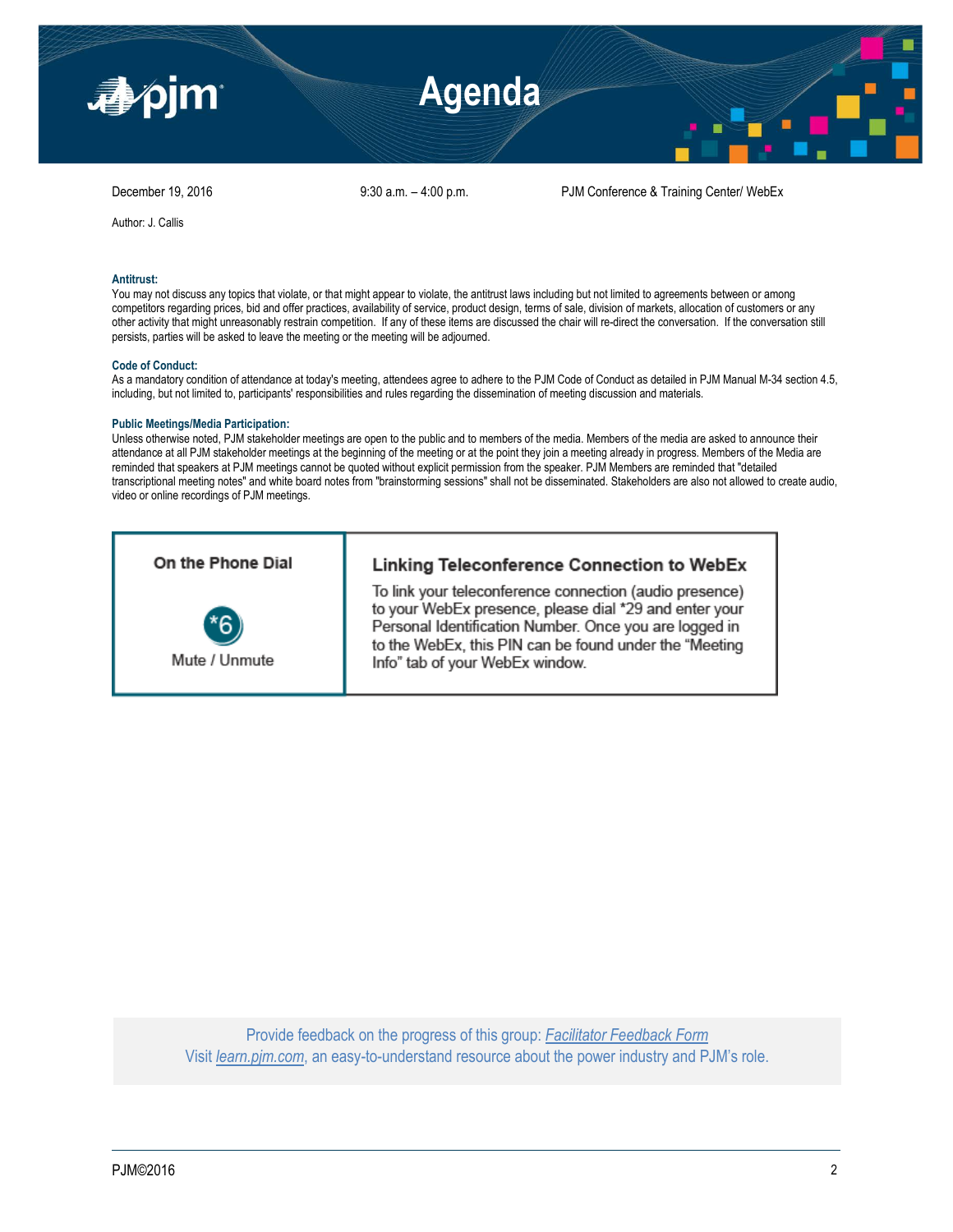# Agenda

December 19, 2016 | 9:30 a.m. – 4:00 p.m. | PJM Conference & Training Center/ WebEx

Author: J. Callis

**Antitrust:**
You may not discuss any topics that violate, or that might appear to violate, the antitrust laws including but not limited to agreements between or among competitors regarding prices, bid and offer practices, availability of service, product design, terms of sale, division of markets, allocation of customers or any other activity that might unreasonably restrain competition. If any of these items are discussed the chair will re-direct the conversation. If the conversation still persists, parties will be asked to leave the meeting or the meeting will be adjourned.

**Code of Conduct:**
As a mandatory condition of attendance at today's meeting, attendees agree to adhere to the PJM Code of Conduct as detailed in PJM Manual M-34 section 4.5, including, but not limited to, participants' responsibilities and rules regarding the dissemination of meeting discussion and materials.

**Public Meetings/Media Participation:**
Unless otherwise noted, PJM stakeholder meetings are open to the public and to members of the media. Members of the media are asked to announce their attendance at all PJM stakeholder meetings at the beginning of the meeting or at the point they join a meeting already in progress. Members of the Media are reminded that speakers at PJM meetings cannot be quoted without explicit permission from the speaker. PJM Members are reminded that "detailed transcriptional meeting notes" and white board notes from "brainstorming sessions" shall not be disseminated. Stakeholders are also not allowed to create audio, video or online recordings of PJM meetings.

| On the Phone Dial | Linking Teleconference Connection to WebEx |
| --- | --- |
| *6 Mute / Unmute | To link your teleconference connection (audio presence) to your WebEx presence, please dial *29 and enter your Personal Identification Number. Once you are logged in to the WebEx, this PIN can be found under the "Meeting Info" tab of your WebEx window. |

Provide feedback on the progress of this group: *Facilitator Feedback Form*
Visit *learn.pjm.com*, an easy-to-understand resource about the power industry and PJM's role.

PJM©2016